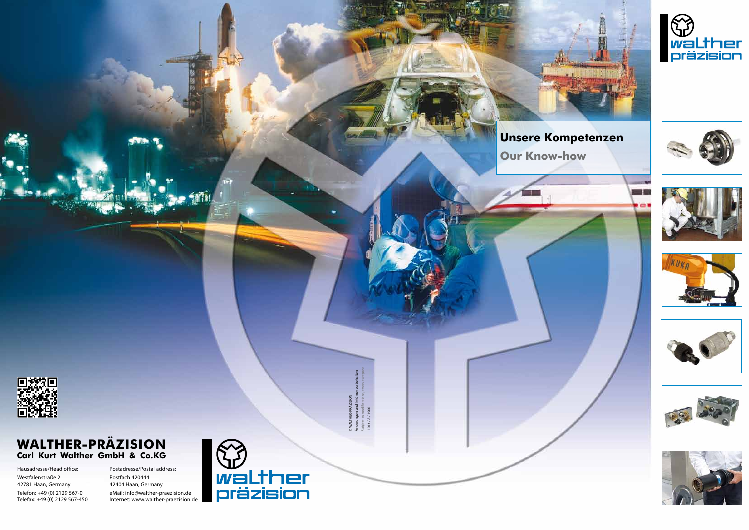## Unsere Kompetenzen

## Our Know-how

© WALTHER-PRÄZISION
Änderungen und Irrtümer vorbehalten
Subject to modifications, errors excepted
1013 / A / 1500

# WALTHER-PRÄZISION

**Carl Kurt Walther GmbH & Co.KG**

Hausadresse/Head office:
Westfalenstraße 2
42781 Haan, Germany
Telefon: +49 (0) 2129 567-0
Telefax: +49 (0) 2129 567-450

Postadresse/Postal address:
Postfach 420444
42404 Haan, Germany
eMail: info@walther-praezision.de
Internet: www.walther-praezision.de

walther präzision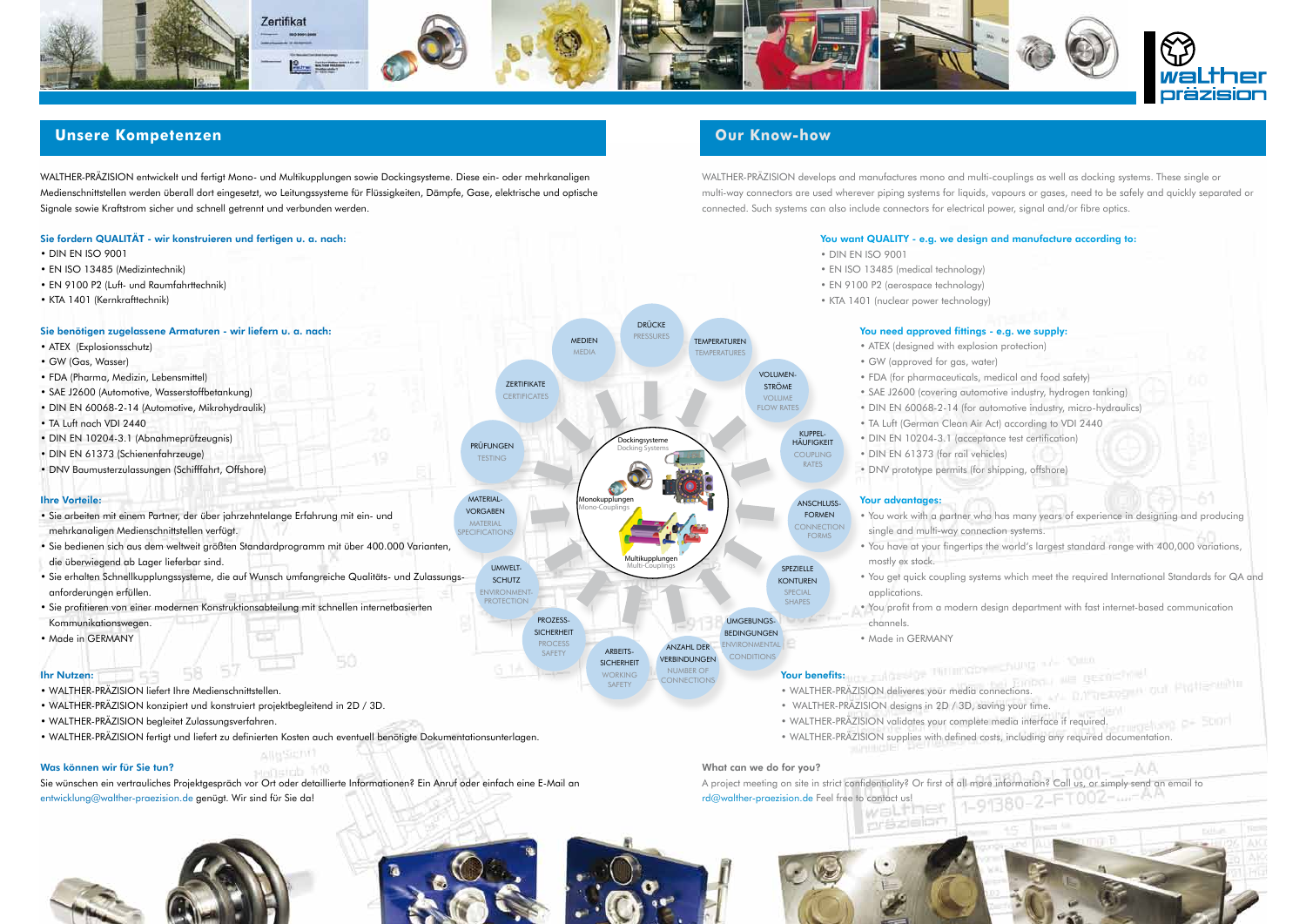## Unsere Kompetenzen

WALTHER-PRÄZISION entwickelt und fertigt Mono- und Multikupplungen sowie Dockingsysteme. Diese ein- oder mehrkanaligen Medienschnittstellen werden überall dort eingesetzt, wo Leitungssysteme für Flüssigkeiten, Dämpfe, Gase, elektrische und optische Signale sowie Kraftstrom sicher und schnell getrennt und verbunden werden.

**Sie fordern QUALITÄT - wir konstruieren und fertigen u. a. nach:**

- DIN EN ISO 9001
- EN ISO 13485 (Medizintechnik)
- EN 9100 P2 (Luft- und Raumfahrttechnik)
- KTA 1401 (Kernkrafttechnik)

**Sie benötigen zugelassene Armaturen - wir liefern u. a. nach:**

- ATEX (Explosionsschutz)
- GW (Gas, Wasser)
- FDA (Pharma, Medizin, Lebensmittel)
- SAE J2600 (Automotive, Wasserstoffbetankung)
- DIN EN 60068-2-14 (Automotive, Mikrohydraulik)
- TA Luft nach VDI 2440
- DIN EN 10204-3.1 (Abnahmeprüfzeugnis)
- DIN EN 61373 (Schienenfahrzeuge)
- DNV Baumusterzulassungen (Schifffahrt, Offshore)

**Ihre Vorteile:**

- Sie arbeiten mit einem Partner, der über jahrzehntelange Erfahrung mit ein- und mehrkanaligen Medienschnittstellen verfügt.
- Sie bedienen sich aus dem weltweit größten Standardprogramm mit über 400.000 Varianten, die überwiegend ab Lager lieferbar sind.
- Sie erhalten Schnellkupplungssysteme, die auf Wunsch umfangreiche Qualitäts- und Zulassungsanforderungen erfüllen.
- Sie profitieren von einer modernen Konstruktionsabteilung mit schnellen internetbasierten Kommunikationswegen.
- Made in GERMANY

**Ihr Nutzen:**

- WALTHER-PRÄZISION liefert Ihre Medienschnittstellen.
- WALTHER-PRÄZISION konzipiert und konstruiert projektbegleitend in 2D / 3D.
- WALTHER-PRÄZISION begleitet Zulassungsverfahren.
- WALTHER-PRÄZISION fertigt und liefert zu definierten Kosten auch eventuell benötigte Dokumentationsunterlagen.

**Was können wir für Sie tun?**

Sie wünschen ein vertrauliches Projektgespräch vor Ort oder detaillierte Informationen? Ein Anruf oder einfach eine E-Mail an entwicklung@walther-praezision.de genügt. Wir sind für Sie da!

DRÜCKE / PRESSURES
TEMPERATUREN / TEMPERATURES
VOLUMENSTRÖME / VOLUME FLOW RATES
KUPPELHÄUFIGKEIT / COUPLING RATES
ANSCHLUSSFORMEN / CONNECTION FORMS
SPEZIELLE KONTUREN / SPECIAL SHAPES
UMGEBUNGSBEDINGUNGEN / ENVIRONMENTAL CONDITIONS
ANZAHL DER VERBINDUNGEN / NUMBER OF CONNECTIONS
ARBEITSSICHERHEIT / WORKING SAFETY
PROZESSSICHERHEIT / PROCESS SAFETY
UMWELTSCHUTZ / ENVIRONMENTAL PROTECTION
MATERIALVORGABEN / MATERIAL SPECIFICATIONS
PRÜFUNGEN / TESTING
ZERTIFIKATE / CERTIFICATES
MEDIEN / MEDIA

Dockingsysteme / Docking Systems
Monokupplungen / Mono-Couplings
Multikupplungen / Multi-Couplings

## Our Know-how

WALTHER-PRÄZISION develops and manufactures mono and multi-couplings as well as docking systems. These single or multi-way connectors are used wherever piping systems for liquids, vapours or gases, need to be safely and quickly separated or connected. Such systems can also include connectors for electrical power, signal and/or fibre optics.

**You want QUALITY - e.g. we design and manufacture according to:**

- DIN EN ISO 9001
- EN ISO 13485 (medical technology)
- EN 9100 P2 (aerospace technology)
- KTA 1401 (nuclear power technology)

**You need approved fittings - e.g. we supply:**

- ATEX (designed with explosion protection)
- GW (approved for gas, water)
- FDA (for pharmaceuticals, medical and food safety)
- SAE J2600 (covering automotive industry, hydrogen tanking)
- DIN EN 60068-2-14 (for automotive industry, micro-hydraulics)
- TA Luft (German Clean Air Act) according to VDI 2440
- DIN EN 10204-3.1 (acceptance test certification)
- DIN EN 61373 (for rail vehicles)
- DNV prototype permits (for shipping, offshore)

**Your advantages:**

- You work with a partner who has many years of experience in designing and producing single and multi-way connection systems.
- You have at your fingertips the world's largest standard range with 400,000 variations, mostly ex stock.
- You get quick coupling systems which meet the required International Standards for QA and applications.
- You profit from a modern design department with fast internet-based communication channels.
- Made in GERMANY

**Your benefits:**

- WALTHER-PRÄZISION delivers your media connections.
- WALTHER-PRÄZISION designs in 2D / 3D, saving your time.
- WALTHER-PRÄZISION validates your complete media interface if required.
- WALTHER-PRÄZISION supplies with defined costs, including any required documentation.

**What can we do for you?**

A project meeting on site in strict confidentiality? Or first of all more information? Call us, or simply send an email to rd@walther-praezision.de Feel free to contact us!